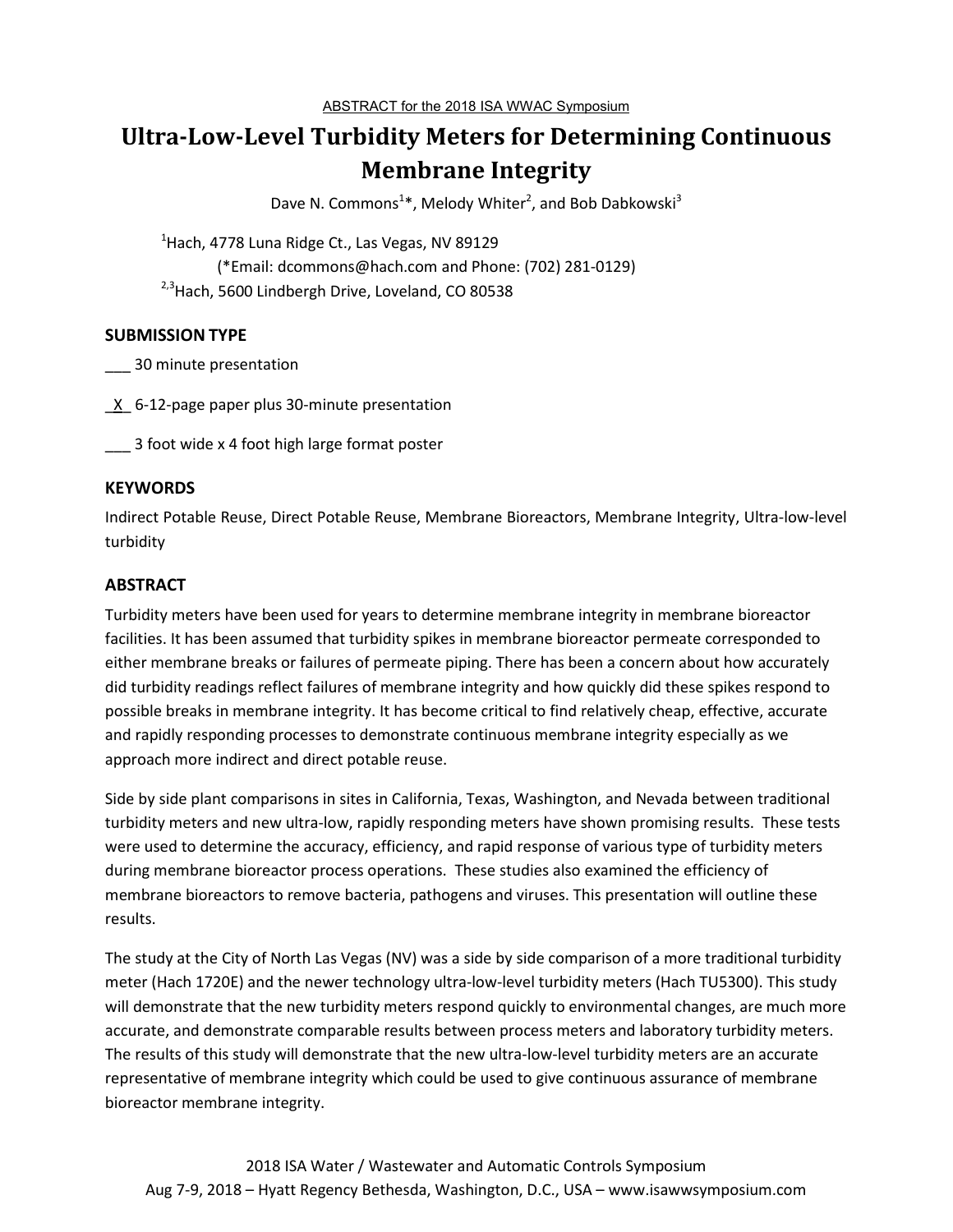ABSTRACT for the 2018 ISA WWAC Symposium

# Ultra-Low-Level Turbidity Meters for Determining Continuous Membrane Integrity

Dave N. Commons[1]*, Melody Whiter[2], and Bob Dabkowski[3]

[1]Hach, 4778 Luna Ridge Ct., Las Vegas, NV 89129
(*Email: dcommons@hach.com and Phone: (702) 281-0129)
[2,3]Hach, 5600 Lindbergh Drive, Loveland, CO 80538

## SUBMISSION TYPE

___ 30 minute presentation

_X_ 6-12-page paper plus 30-minute presentation

___ 3 foot wide x 4 foot high large format poster

## KEYWORDS

Indirect Potable Reuse, Direct Potable Reuse, Membrane Bioreactors, Membrane Integrity, Ultra-low-level turbidity

## ABSTRACT

Turbidity meters have been used for years to determine membrane integrity in membrane bioreactor facilities. It has been assumed that turbidity spikes in membrane bioreactor permeate corresponded to either membrane breaks or failures of permeate piping. There has been a concern about how accurately did turbidity readings reflect failures of membrane integrity and how quickly did these spikes respond to possible breaks in membrane integrity. It has become critical to find relatively cheap, effective, accurate and rapidly responding processes to demonstrate continuous membrane integrity especially as we approach more indirect and direct potable reuse.

Side by side plant comparisons in sites in California, Texas, Washington, and Nevada between traditional turbidity meters and new ultra-low, rapidly responding meters have shown promising results. These tests were used to determine the accuracy, efficiency, and rapid response of various type of turbidity meters during membrane bioreactor process operations. These studies also examined the efficiency of membrane bioreactors to remove bacteria, pathogens and viruses. This presentation will outline these results.

The study at the City of North Las Vegas (NV) was a side by side comparison of a more traditional turbidity meter (Hach 1720E) and the newer technology ultra-low-level turbidity meters (Hach TU5300). This study will demonstrate that the new turbidity meters respond quickly to environmental changes, are much more accurate, and demonstrate comparable results between process meters and laboratory turbidity meters. The results of this study will demonstrate that the new ultra-low-level turbidity meters are an accurate representative of membrane integrity which could be used to give continuous assurance of membrane bioreactor membrane integrity.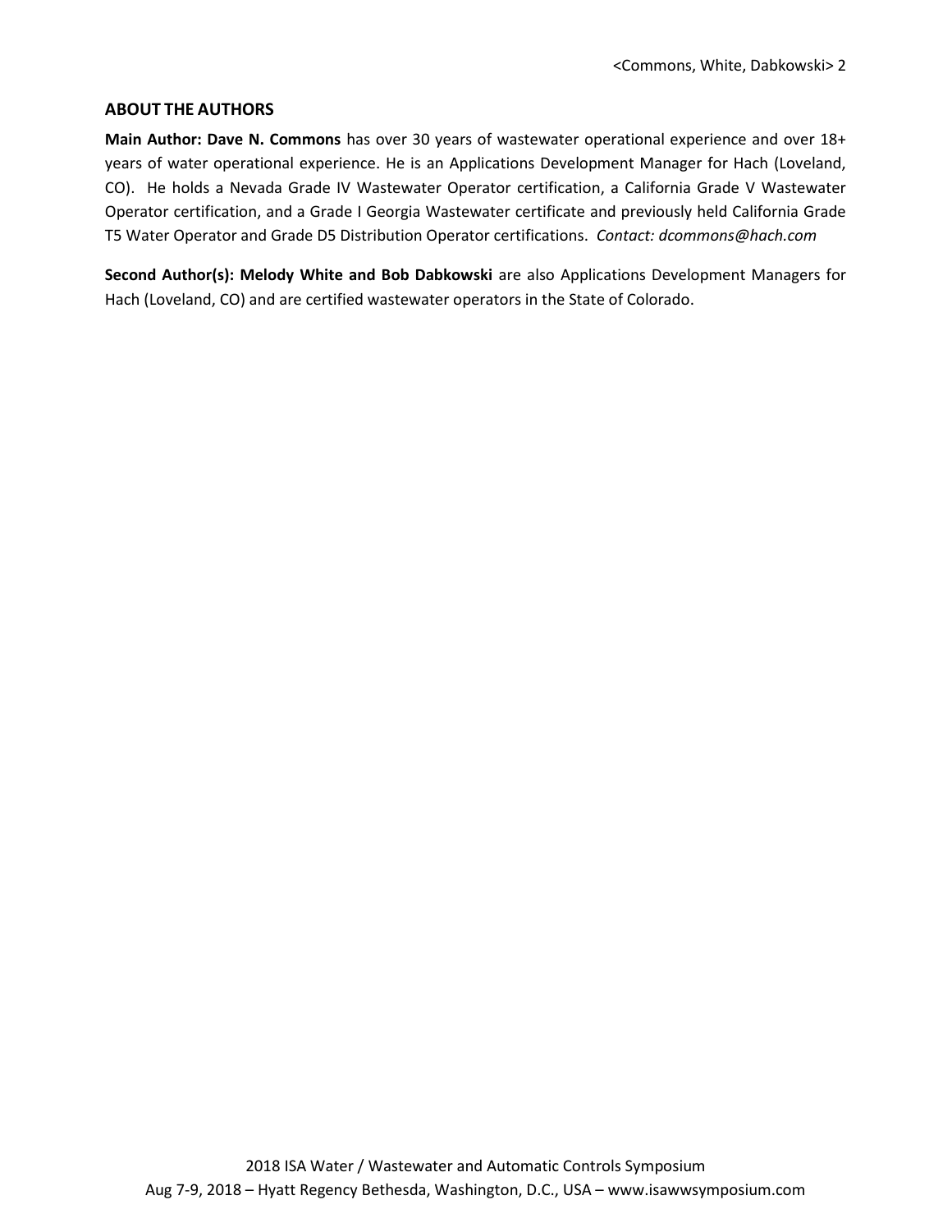## ABOUT THE AUTHORS

**Main Author: Dave N. Commons** has over 30 years of wastewater operational experience and over 18+ years of water operational experience. He is an Applications Development Manager for Hach (Loveland, CO). He holds a Nevada Grade IV Wastewater Operator certification, a California Grade V Wastewater Operator certification, and a Grade I Georgia Wastewater certificate and previously held California Grade T5 Water Operator and Grade D5 Distribution Operator certifications. *Contact: dcommons@hach.com*

**Second Author(s): Melody White and Bob Dabkowski** are also Applications Development Managers for Hach (Loveland, CO) and are certified wastewater operators in the State of Colorado.